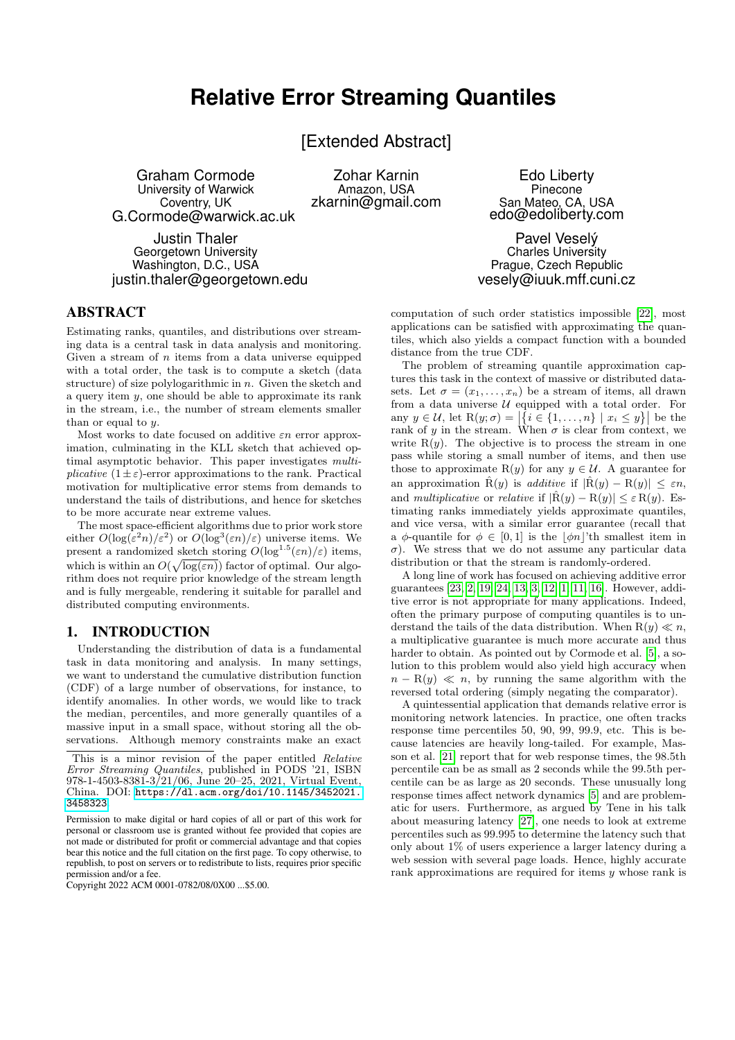# Relative Error Streaming Quantiles

## [Extended Abstract]

Graham Cormode
University of Warwick
Coventry, UK
G.Cormode@warwick.ac.uk

Zohar Karnin
Amazon, USA
zkarnin@gmail.com

Edo Liberty
Pinecone
San Mateo, CA, USA
edo@edoliberty.com

Justin Thaler
Georgetown University
Washington, D.C., USA
justin.thaler@georgetown.edu

Pavel Veselý
Charles University
Prague, Czech Republic
vesely@iuuk.mff.cuni.cz

## ABSTRACT

Estimating ranks, quantiles, and distributions over streaming data is a central task in data analysis and monitoring. Given a stream of $n$ items from a data universe equipped with a total order, the task is to compute a sketch (data structure) of size polylogarithmic in $n$. Given the sketch and a query item $y$, one should be able to approximate its rank in the stream, i.e., the number of stream elements smaller than or equal to $y$.

Most works to date focused on additive $\varepsilon n$ error approximation, culminating in the KLL sketch that achieved optimal asymptotic behavior. This paper investigates *multiplicative* $(1 \pm \varepsilon)$-error approximations to the rank. Practical motivation for multiplicative error stems from demands to understand the tails of distributions, and hence for sketches to be more accurate near extreme values.

The most space-efficient algorithms due to prior work store either $O(\log(\varepsilon^2 n)/\varepsilon^2)$ or $O(\log^3(\varepsilon n)/\varepsilon)$ universe items. We present a randomized sketch storing $O(\log^{1.5}(\varepsilon n)/\varepsilon)$ items, which is within an $O(\sqrt{\log(\varepsilon n)})$ factor of optimal. Our algorithm does not require prior knowledge of the stream length and is fully mergeable, rendering it suitable for parallel and distributed computing environments.

## 1. INTRODUCTION

Understanding the distribution of data is a fundamental task in data monitoring and analysis. In many settings, we want to understand the cumulative distribution function (CDF) of a large number of observations, for instance, to identify anomalies. In other words, we would like to track the median, percentiles, and more generally quantiles of a massive input in a small space, without storing all the observations. Although memory constraints make an exact computation of such order statistics impossible [22], most applications can be satisfied with approximating the quantiles, which also yields a compact function with a bounded distance from the true CDF.

The problem of streaming quantile approximation captures this task in the context of massive or distributed datasets. Let $\sigma = (x_1, \ldots, x_n)$ be a stream of items, all drawn from a data universe $\mathcal{U}$ equipped with a total order. For any $y \in \mathcal{U}$, let $\mathrm{R}(y; \sigma) = \left|\{i \in \{1, \ldots, n\} \mid x_i \le y\}\right|$ be the rank of $y$ in the stream. When $\sigma$ is clear from context, we write $\mathrm{R}(y)$. The objective is to process the stream in one pass while storing a small number of items, and then use those to approximate $\mathrm{R}(y)$ for any $y \in \mathcal{U}$. A guarantee for an approximation $\hat{\mathrm{R}}(y)$ is *additive* if $|\hat{\mathrm{R}}(y) - \mathrm{R}(y)| \le \varepsilon n$, and *multiplicative* or *relative* if $|\hat{\mathrm{R}}(y) - \mathrm{R}(y)| \le \varepsilon\, \mathrm{R}(y)$. Estimating ranks immediately yields approximate quantiles, and vice versa, with a similar error guarantee (recall that a $\phi$-quantile for $\phi \in [0, 1]$ is the $\lfloor \phi n \rfloor$'th smallest item in $\sigma$). We stress that we do not assume any particular data distribution or that the stream is randomly-ordered.

A long line of work has focused on achieving additive error guarantees [23, 2, 19, 24, 13, 3, 12, 1, 11, 16]. However, additive error is not appropriate for many applications. Indeed, often the primary purpose of computing quantiles is to understand the tails of the data distribution. When $\mathrm{R}(y) \ll n$, a multiplicative guarantee is much more accurate and thus harder to obtain. As pointed out by Cormode et al. [5], a solution to this problem would also yield high accuracy when $n - \mathrm{R}(y) \ll n$, by running the same algorithm with the reversed total ordering (simply negating the comparator).

A quintessential application that demands relative error is monitoring network latencies. In practice, one often tracks response time percentiles 50, 90, 99, 99.9, etc. This is because latencies are heavily long-tailed. For example, Masson et al. [21] report that for web response times, the 98.5th percentile can be as small as 2 seconds while the 99.5th percentile can be as large as 20 seconds. These unusually long response times affect network dynamics [5] and are problematic for users. Furthermore, as argued by Tene in his talk about measuring latency [27], one needs to look at extreme percentiles such as 99.995 to determine the latency such that only about 1% of users experience a larger latency during a web session with several page loads. Hence, highly accurate rank approximations are required for items $y$ whose rank is

---

This is a minor revision of the paper entitled *Relative Error Streaming Quantiles*, published in PODS '21, ISBN 978-1-4503-8381-3/21/06, June 20–25, 2021, Virtual Event, China. DOI: https://dl.acm.org/doi/10.1145/3452021.3458323

Permission to make digital or hard copies of all or part of this work for personal or classroom use is granted without fee provided that copies are not made or distributed for profit or commercial advantage and that copies bear this notice and the full citation on the first page. To copy otherwise, to republish, to post on servers or to redistribute to lists, requires prior specific permission and/or a fee.
Copyright 2022 ACM 0001-0782/08/0X00 ...$5.00.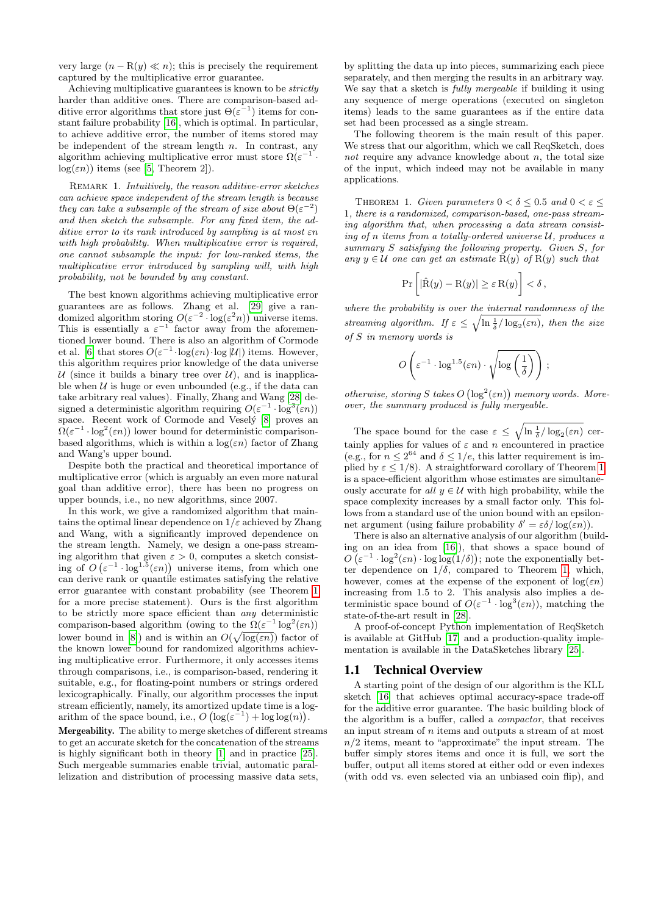very large ($n - \mathrm{R}(y) \ll n$); this is precisely the requirement captured by the multiplicative error guarantee.

Achieving multiplicative guarantees is known to be *strictly* harder than additive ones. There are comparison-based additive error algorithms that store just $\Theta(\varepsilon^{-1})$ items for constant failure probability [16], which is optimal. In particular, to achieve additive error, the number of items stored may be independent of the stream length $n$. In contrast, any algorithm achieving multiplicative error must store $\Omega(\varepsilon^{-1} \cdot \log(\varepsilon n))$ items (see [5, Theorem 2]).

Remark 1. *Intuitively, the reason additive-error sketches can achieve space independent of the stream length is because they can take a subsample of the stream of size about $\Theta(\varepsilon^{-2})$ and then sketch the subsample. For any fixed item, the additive error to its rank introduced by sampling is at most $\varepsilon n$ with high probability. When multiplicative error is required, one cannot subsample the input: for low-ranked items, the multiplicative error introduced by sampling will, with high probability, not be bounded by any constant.*

The best known algorithms achieving multiplicative error guarantees are as follows. Zhang et al. [29] give a randomized algorithm storing $O(\varepsilon^{-2} \cdot \log(\varepsilon^2 n))$ universe items. This is essentially a $\varepsilon^{-1}$ factor away from the aforementioned lower bound. There is also an algorithm of Cormode et al. [6] that stores $O(\varepsilon^{-1} \cdot \log(\varepsilon n) \cdot \log |\mathcal{U}|)$ items. However, this algorithm requires prior knowledge of the data universe $\mathcal{U}$ (since it builds a binary tree over $\mathcal{U}$), and is inapplicable when $\mathcal{U}$ is huge or even unbounded (e.g., if the data can take arbitrary real values). Finally, Zhang and Wang [28] designed a deterministic algorithm requiring $O(\varepsilon^{-1} \cdot \log^3(\varepsilon n))$ space. Recent work of Cormode and Veselý [8] proves an $\Omega(\varepsilon^{-1} \cdot \log^2(\varepsilon n))$ lower bound for deterministic comparison-based algorithms, which is within a $\log(\varepsilon n)$ factor of Zhang and Wang's upper bound.

Despite both the practical and theoretical importance of multiplicative error (which is arguably an even more natural goal than additive error), there has been no progress on upper bounds, i.e., no new algorithms, since 2007.

In this work, we give a randomized algorithm that maintains the optimal linear dependence on $1/\varepsilon$ achieved by Zhang and Wang, with a significantly improved dependence on the stream length. Namely, we design a one-pass streaming algorithm that given $\varepsilon > 0$, computes a sketch consisting of $O\left(\varepsilon^{-1} \cdot \log^{1.5}(\varepsilon n)\right)$ universe items, from which one can derive rank or quantile estimates satisfying the relative error guarantee with constant probability (see Theorem 1 for a more precise statement). Ours is the first algorithm to be strictly more space efficient than *any* deterministic comparison-based algorithm (owing to the $\Omega(\varepsilon^{-1} \log^2(\varepsilon n))$ lower bound in [8]) and is within an $O(\sqrt{\log(\varepsilon n)})$ factor of the known lower bound for randomized algorithms achieving multiplicative error. Furthermore, it only accesses items through comparisons, i.e., is comparison-based, rendering it suitable, e.g., for floating-point numbers or strings ordered lexicographically. Finally, our algorithm processes the input stream efficiently, namely, its amortized update time is a logarithm of the space bound, i.e., $O\left(\log(\varepsilon^{-1}) + \log\log(n)\right)$.

**Mergeability.** The ability to merge sketches of different streams to get an accurate sketch for the concatenation of the streams is highly significant both in theory [1] and in practice [25]. Such mergeable summaries enable trivial, automatic parallelization and distribution of processing massive data sets, by splitting the data up into pieces, summarizing each piece separately, and then merging the results in an arbitrary way. We say that a sketch is *fully mergeable* if building it using any sequence of merge operations (executed on singleton items) leads to the same guarantees as if the entire data set had been processed as a single stream.

The following theorem is the main result of this paper. We stress that our algorithm, which we call ReqSketch, does *not* require any advance knowledge about $n$, the total size of the input, which indeed may not be available in many applications.

Theorem 1. *Given parameters $0 < \delta \leq 0.5$ and $0 < \varepsilon \leq 1$, there is a randomized, comparison-based, one-pass streaming algorithm that, when processing a data stream consisting of $n$ items from a totally-ordered universe $\mathcal{U}$, produces a summary $S$ satisfying the following property. Given $S$, for any $y \in \mathcal{U}$ one can get an estimate $\hat{\mathrm{R}}(y)$ of $\mathrm{R}(y)$ such that*

$$\Pr\left[|\hat{\mathrm{R}}(y) - \mathrm{R}(y)| \geq \varepsilon\, \mathrm{R}(y)\right] < \delta\,,$$

*where the probability is over the internal randomness of the streaming algorithm. If $\varepsilon \leq \sqrt{\ln \frac{1}{\delta} / \log_2(\varepsilon n)}$, then the size of $S$ in memory words is*

$$O\left(\varepsilon^{-1} \cdot \log^{1.5}(\varepsilon n) \cdot \sqrt{\log\left(\frac{1}{\delta}\right)}\right);$$

*otherwise, storing $S$ takes $O\left(\log^2(\varepsilon n)\right)$ memory words. Moreover, the summary produced is fully mergeable.*

The space bound for the case $\varepsilon \leq \sqrt{\ln \frac{1}{\delta} / \log_2(\varepsilon n)}$ certainly applies for values of $\varepsilon$ and $n$ encountered in practice (e.g., for $n \leq 2^{64}$ and $\delta \leq 1/e$, this latter requirement is implied by $\varepsilon \leq 1/8$). A straightforward corollary of Theorem 1 is a space-efficient algorithm whose estimates are simultaneously accurate for *all* $y \in \mathcal{U}$ with high probability, while the space complexity increases by a small factor only. This follows from a standard use of the union bound with an epsilon-net argument (using failure probability $\delta' = \varepsilon\delta / \log(\varepsilon n)$).

There is also an alternative analysis of our algorithm (building on an idea from [16]), that shows a space bound of $O\left(\varepsilon^{-1} \cdot \log^2(\varepsilon n) \cdot \log\log(1/\delta)\right)$; note the exponentially better dependence on $1/\delta$, compared to Theorem 1, which, however, comes at the expense of the exponent of $\log(\varepsilon n)$ increasing from 1.5 to 2. This analysis also implies a deterministic space bound of $O(\varepsilon^{-1} \cdot \log^3(\varepsilon n))$, matching the state-of-the-art result in [28].

A proof-of-concept Python implementation of ReqSketch is available at GitHub [17] and a production-quality implementation is available in the DataSketches library [25].

## 1.1 Technical Overview

A starting point of the design of our algorithm is the KLL sketch [16] that achieves optimal accuracy-space trade-off for the additive error guarantee. The basic building block of the algorithm is a buffer, called a *compactor*, that receives an input stream of $n$ items and outputs a stream of at most $n/2$ items, meant to "approximate" the input stream. The buffer simply stores items and once it is full, we sort the buffer, output all items stored at either odd or even indexes (with odd vs. even selected via an unbiased coin flip), and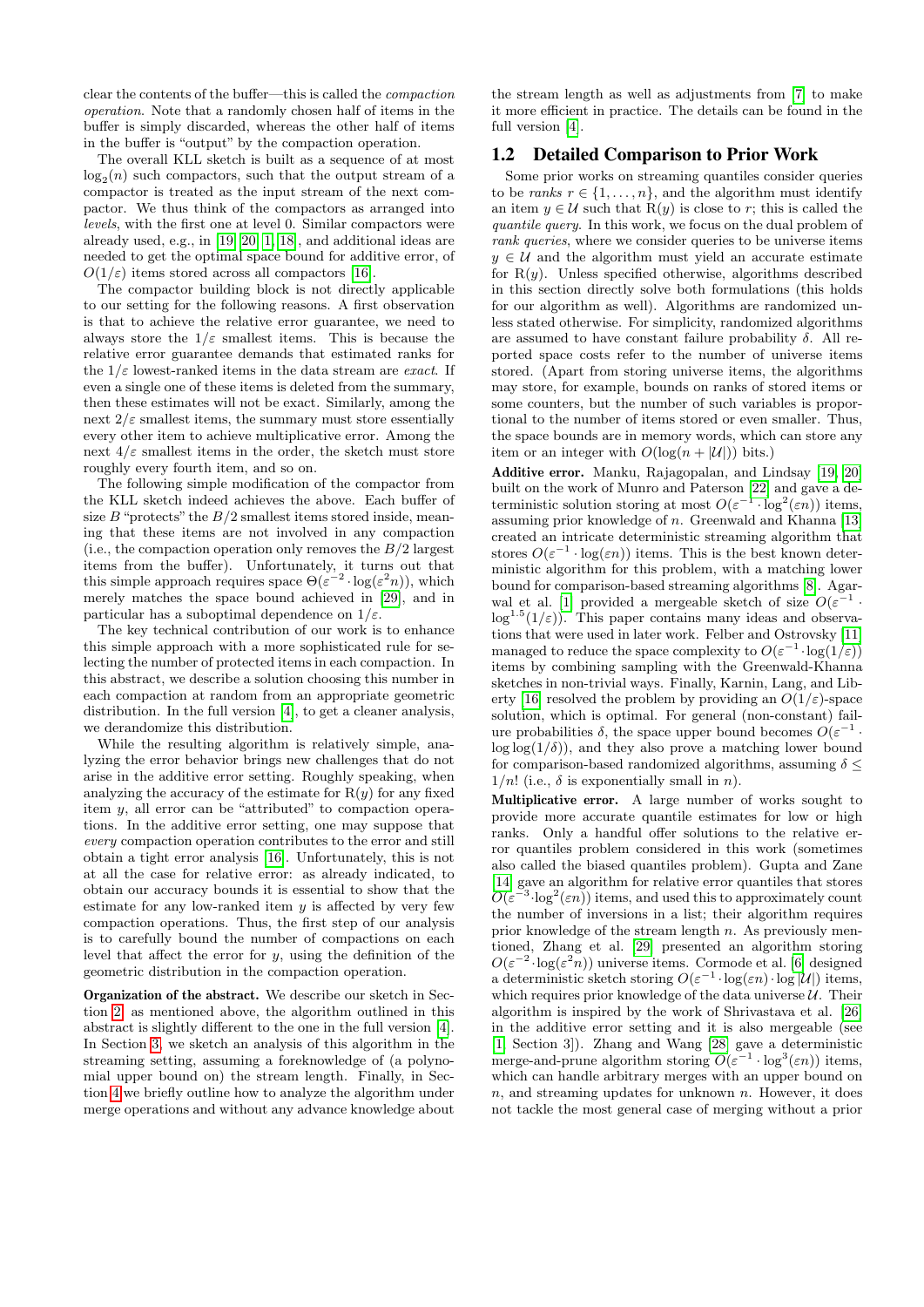clear the contents of the buffer—this is called the *compaction operation*. Note that a randomly chosen half of items in the buffer is simply discarded, whereas the other half of items in the buffer is "output" by the compaction operation.

The overall KLL sketch is built as a sequence of at most $\log_2(n)$ such compactors, such that the output stream of a compactor is treated as the input stream of the next compactor. We thus think of the compactors as arranged into *levels*, with the first one at level 0. Similar compactors were already used, e.g., in [19, 20, 1, 18], and additional ideas are needed to get the optimal space bound for additive error, of $O(1/\varepsilon)$ items stored across all compactors [16].

The compactor building block is not directly applicable to our setting for the following reasons. A first observation is that to achieve the relative error guarantee, we need to always store the $1/\varepsilon$ smallest items. This is because the relative error guarantee demands that estimated ranks for the $1/\varepsilon$ lowest-ranked items in the data stream are *exact*. If even a single one of these items is deleted from the summary, then these estimates will not be exact. Similarly, among the next $2/\varepsilon$ smallest items, the summary must store essentially every other item to achieve multiplicative error. Among the next $4/\varepsilon$ smallest items in the order, the sketch must store roughly every fourth item, and so on.

The following simple modification of the compactor from the KLL sketch indeed achieves the above. Each buffer of size $B$ "protects" the $B/2$ smallest items stored inside, meaning that these items are not involved in any compaction (i.e., the compaction operation only removes the $B/2$ largest items from the buffer). Unfortunately, it turns out that this simple approach requires space $\Theta(\varepsilon^{-2} \cdot \log(\varepsilon^2 n))$, which merely matches the space bound achieved in [29], and in particular has a suboptimal dependence on $1/\varepsilon$.

The key technical contribution of our work is to enhance this simple approach with a more sophisticated rule for selecting the number of protected items in each compaction. In this abstract, we describe a solution choosing this number in each compaction at random from an appropriate geometric distribution. In the full version [4], to get a cleaner analysis, we derandomize this distribution.

While the resulting algorithm is relatively simple, analyzing the error behavior brings new challenges that do not arise in the additive error setting. Roughly speaking, when analyzing the accuracy of the estimate for $\mathrm{R}(y)$ for any fixed item $y$, all error can be "attributed" to compaction operations. In the additive error setting, one may suppose that *every* compaction operation contributes to the error and still obtain a tight error analysis [16]. Unfortunately, this is not at all the case for relative error: as already indicated, to obtain our accuracy bounds it is essential to show that the estimate for any low-ranked item $y$ is affected by very few compaction operations. Thus, the first step of our analysis is to carefully bound the number of compactions on each level that affect the error for $y$, using the definition of the geometric distribution in the compaction operation.

**Organization of the abstract.** We describe our sketch in Section 2; as mentioned above, the algorithm outlined in this abstract is slightly different to the one in the full version [4]. In Section 3, we sketch an analysis of this algorithm in the streaming setting, assuming a foreknowledge of (a polynomial upper bound on) the stream length. Finally, in Section 4 we briefly outline how to analyze the algorithm under merge operations and without any advance knowledge about the stream length as well as adjustments from [7] to make it more efficient in practice. The details can be found in the full version [4].

## 1.2 Detailed Comparison to Prior Work

Some prior works on streaming quantiles consider queries to be *ranks* $r \in \{1, \ldots, n\}$, and the algorithm must identify an item $y \in \mathcal{U}$ such that $\mathrm{R}(y)$ is close to $r$; this is called the *quantile query*. In this work, we focus on the dual problem of *rank queries*, where we consider queries to be universe items $y \in \mathcal{U}$ and the algorithm must yield an accurate estimate for $\mathrm{R}(y)$. Unless specified otherwise, algorithms described in this section directly solve both formulations (this holds for our algorithm as well). Algorithms are randomized unless stated otherwise. For simplicity, randomized algorithms are assumed to have constant failure probability $\delta$. All reported space costs refer to the number of universe items stored. (Apart from storing universe items, the algorithms may store, for example, bounds on ranks of stored items or some counters, but the number of such variables is proportional to the number of items stored or even smaller. Thus, the space bounds are in memory words, which can store any item or an integer with $O(\log(n + |\mathcal{U}|))$ bits.)

**Additive error.** Manku, Rajagopalan, and Lindsay [19, 20] built on the work of Munro and Paterson [22] and gave a deterministic solution storing at most $O(\varepsilon^{-1} \cdot \log^2(\varepsilon n))$ items, assuming prior knowledge of $n$. Greenwald and Khanna [13] created an intricate deterministic streaming algorithm that stores $O(\varepsilon^{-1} \cdot \log(\varepsilon n))$ items. This is the best known deterministic algorithm for this problem, with a matching lower bound for comparison-based streaming algorithms [8]. Agarwal et al. [1] provided a mergeable sketch of size $O(\varepsilon^{-1} \cdot \log^{1.5}(1/\varepsilon))$. This paper contains many ideas and observations that were used in later work. Felber and Ostrovsky [11] managed to reduce the space complexity to $O(\varepsilon^{-1} \cdot \log(1/\varepsilon))$ items by combining sampling with the Greenwald-Khanna sketches in non-trivial ways. Finally, Karnin, Lang, and Liberty [16] resolved the problem by providing an $O(1/\varepsilon)$-space solution, which is optimal. For general (non-constant) failure probabilities $\delta$, the space upper bound becomes $O(\varepsilon^{-1} \cdot \log\log(1/\delta))$, and they also prove a matching lower bound for comparison-based randomized algorithms, assuming $\delta \leq 1/n!$ (i.e., $\delta$ is exponentially small in $n$).

**Multiplicative error.** A large number of works sought to provide more accurate quantile estimates for low or high ranks. Only a handful offer solutions to the relative error quantiles problem considered in this work (sometimes also called the biased quantiles problem). Gupta and Zane [14] gave an algorithm for relative error quantiles that stores $O(\varepsilon^{-3} \cdot \log^2(\varepsilon n))$ items, and used this to approximately count the number of inversions in a list; their algorithm requires prior knowledge of the stream length $n$. As previously mentioned, Zhang et al. [29] presented an algorithm storing $O(\varepsilon^{-2} \cdot \log(\varepsilon^2 n))$ universe items. Cormode et al. [6] designed a deterministic sketch storing $O(\varepsilon^{-1} \cdot \log(\varepsilon n) \cdot \log |\mathcal{U}|)$ items, which requires prior knowledge of the data universe $\mathcal{U}$. Their algorithm is inspired by the work of Shrivastava et al. [26] in the additive error setting and it is also mergeable (see [1, Section 3]). Zhang and Wang [28] gave a deterministic merge-and-prune algorithm storing $O(\varepsilon^{-1} \cdot \log^3(\varepsilon n))$ items, which can handle arbitrary merges with an upper bound on $n$, and streaming updates for unknown $n$. However, it does not tackle the most general case of merging without a prior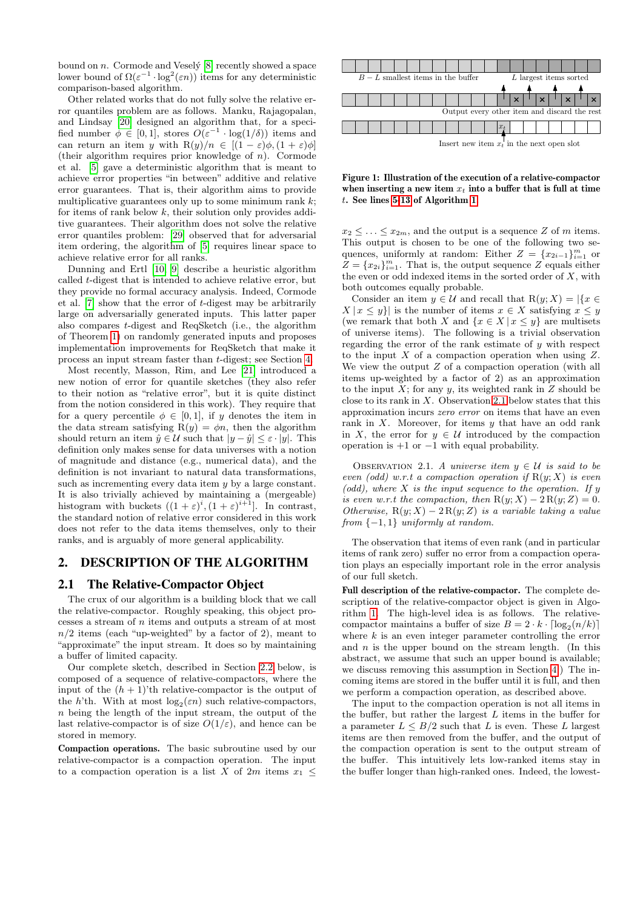bound on $n$. Cormode and Veselý [8] recently showed a space lower bound of $\Omega(\varepsilon^{-1} \cdot \log^2(\varepsilon n))$ items for any deterministic comparison-based algorithm.

Other related works that do not fully solve the relative error quantiles problem are as follows. Manku, Rajagopalan, and Lindsay [20] designed an algorithm that, for a specified number $\phi \in [0, 1]$, stores $O(\varepsilon^{-1} \cdot \log(1/\delta))$ items and can return an item $y$ with $\mathrm{R}(y)/n \in [(1 - \varepsilon)\phi, (1 + \varepsilon)\phi]$ (their algorithm requires prior knowledge of $n$). Cormode et al. [5] gave a deterministic algorithm that is meant to achieve error properties "in between" additive and relative error guarantees. That is, their algorithm aims to provide multiplicative guarantees only up to some minimum rank $k$; for items of rank below $k$, their solution only provides additive guarantees. Their algorithm does not solve the relative error quantiles problem: [29] observed that for adversarial item ordering, the algorithm of [5] requires linear space to achieve relative error for all ranks.

Dunning and Ertl [10, 9] describe a heuristic algorithm called $t$-digest that is intended to achieve relative error, but they provide no formal accuracy analysis. Indeed, Cormode et al. [7] show that the error of $t$-digest may be arbitrarily large on adversarially generated inputs. This latter paper also compares $t$-digest and ReqSketch (i.e., the algorithm of Theorem 1) on randomly generated inputs and proposes implementation improvements for ReqSketch that make it process an input stream faster than $t$-digest; see Section 4.

Most recently, Masson, Rim, and Lee [21] introduced a new notion of error for quantile sketches (they also refer to their notion as "relative error", but it is quite distinct from the notion considered in this work). They require that for a query percentile $\phi \in [0, 1]$, if $y$ denotes the item in the data stream satisfying $\mathrm{R}(y) = \phi n$, then the algorithm should return an item $\hat{y} \in \mathcal{U}$ such that $|y - \hat{y}| \leq \varepsilon \cdot |y|$. This definition only makes sense for data universes with a notion of magnitude and distance (e.g., numerical data), and the definition is not invariant to natural data transformations, such as incrementing every data item $y$ by a large constant. It is also trivially achieved by maintaining a (mergeable) histogram with buckets $((1 + \varepsilon)^i, (1 + \varepsilon)^{i+1}]$. In contrast, the standard notion of relative error considered in this work does not refer to the data items themselves, only to their ranks, and is arguably of more general applicability.

## 2. DESCRIPTION OF THE ALGORITHM

### 2.1 The Relative-Compactor Object

The crux of our algorithm is a building block that we call the relative-compactor. Roughly speaking, this object processes a stream of $n$ items and outputs a stream of at most $n/2$ items (each "up-weighted" by a factor of 2), meant to "approximate" the input stream. It does so by maintaining a buffer of limited capacity.

Our complete sketch, described in Section 2.2 below, is composed of a sequence of relative-compactors, where the input of the $(h + 1)$'th relative-compactor is the output of the $h$'th. With at most $\log_2(\varepsilon n)$ such relative-compactors, $n$ being the length of the input stream, the output of the last relative-compactor is of size $O(1/\varepsilon)$, and hence can be stored in memory.

**Compaction operations.** The basic subroutine used by our relative-compactor is a compaction operation. The input to a compaction operation is a list $X$ of $2m$ items $x_1 \leq x_2 \leq \ldots \leq x_{2m}$, and the output is a sequence $Z$ of $m$ items. This output is chosen to be one of the following two sequences, uniformly at random: Either $Z = \{x_{2i-1}\}_{i=1}^m$ or $Z = \{x_{2i}\}_{i=1}^m$. That is, the output sequence $Z$ equals either the even or odd indexed items in the sorted order of $X$, with both outcomes equally probable.

Consider an item $y \in \mathcal{U}$ and recall that $\mathrm{R}(y; X) = |\{x \in X \mid x \leq y\}|$ is the number of items $x \in X$ satisfying $x \leq y$ (we remark that both $X$ and $\{x \in X \mid x \leq y\}$ are multisets of universe items). The following is a trivial observation regarding the error of the rank estimate of $y$ with respect to the input $X$ of a compaction operation when using $Z$. We view the output $Z$ of a compaction operation (with all items up-weighted by a factor of 2) as an approximation to the input $X$; for any $y$, its weighted rank in $Z$ should be close to its rank in $X$. Observation 2.1 below states that this approximation incurs *zero error* on items that have an even rank in $X$. Moreover, for items $y$ that have an odd rank in $X$, the error for $y \in \mathcal{U}$ introduced by the compaction operation is $+1$ or $-1$ with equal probability.

Observation 2.1. *A universe item $y \in \mathcal{U}$ is said to be even (odd) w.r.t a compaction operation if $\mathrm{R}(y; X)$ is even (odd), where $X$ is the input sequence to the operation. If $y$ is even w.r.t the compaction, then $\mathrm{R}(y; X) - 2\,\mathrm{R}(y; Z) = 0$. Otherwise, $\mathrm{R}(y; X) - 2\,\mathrm{R}(y; Z)$ is a variable taking a value from $\{-1, 1\}$ uniformly at random.*

The observation that items of even rank (and in particular items of rank zero) suffer no error from a compaction operation plays an especially important role in the error analysis of our full sketch.

**Full description of the relative-compactor.** The complete description of the relative-compactor object is given in Algorithm 1. The high-level idea is as follows. The relative-compactor maintains a buffer of size $B = 2 \cdot k \cdot \lceil \log_2(n/k) \rceil$ where $k$ is an even integer parameter controlling the error and $n$ is the upper bound on the stream length. (In this abstract, we assume that such an upper bound is available; we discuss removing this assumption in Section 4.) The incoming items are stored in the buffer until it is full, and then we perform a compaction operation, as described above.

The input to the compaction operation is not all items in the buffer, but rather the largest $L$ items in the buffer for a parameter $L \leq B/2$ such that $L$ is even. These $L$ largest items are then removed from the buffer, and the output of the compaction operation is sent to the output stream of the buffer. This intuitively lets low-ranked items stay in the buffer longer than high-ranked ones. Indeed, the lowest-

$B - L$ smallest items in the buffer | $L$ largest items sorted

Output every other item and discard the rest

Insert new item $x_t$ in the next open slot

**Figure 1: Illustration of the execution of a relative-compactor when inserting a new item $x_t$ into a buffer that is full at time $t$. See lines 5-13 of Algorithm 1.**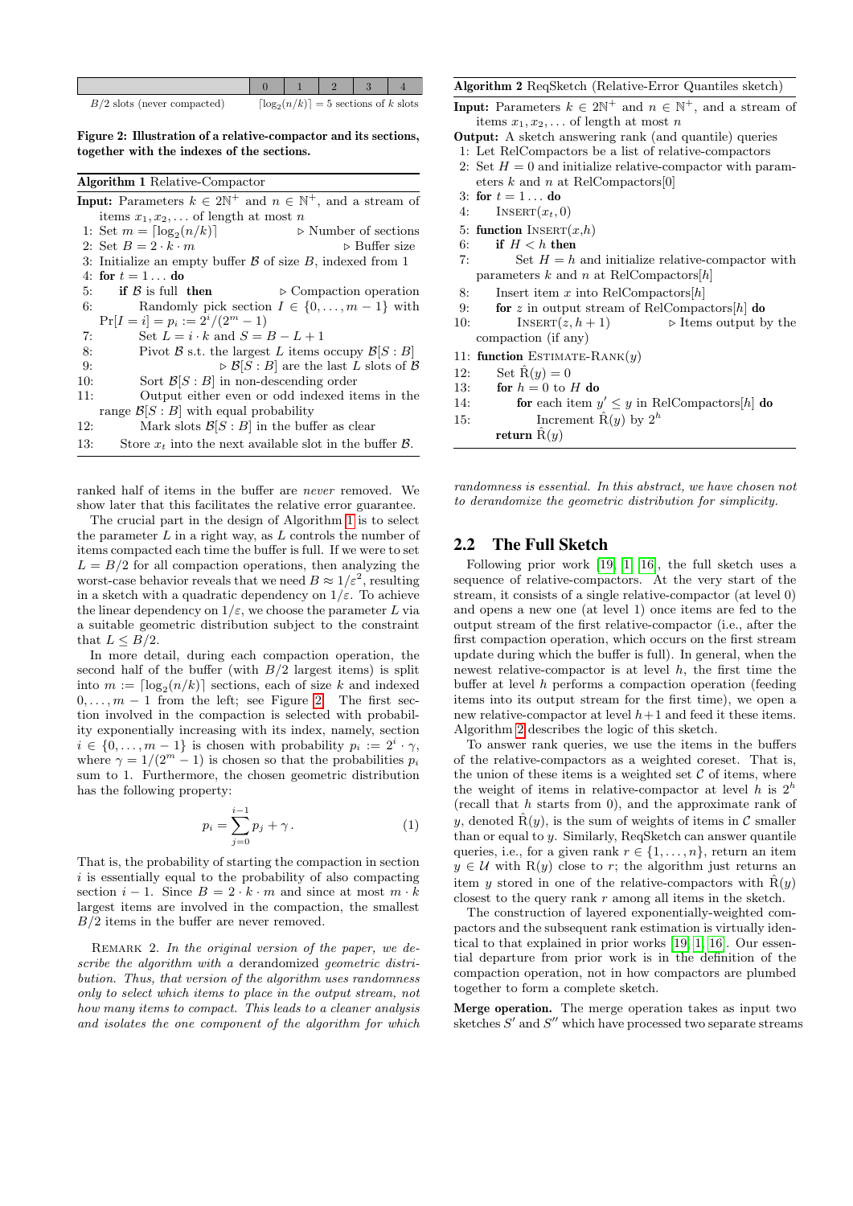| | 0 | 1 | 2 | 3 | 4 |
|---|---|---|---|---|---|
| $B/2$ slots (never compacted) | $\lceil \log_2(n/k) \rceil = 5$ sections of $k$ slots | | | | |

**Figure 2: Illustration of a relative-compactor and its sections, together with the indexes of the sections.**

**Algorithm 1** Relative-Compactor

**Input:** Parameters $k \in 2\mathbb{N}^+$ and $n \in \mathbb{N}^+$, and a stream of items $x_1, x_2, \ldots$ of length at most $n$

1: Set $m = \lceil \log_2(n/k) \rceil$ ▷ Number of sections
2: Set $B = 2 \cdot k \cdot m$ ▷ Buffer size
3: Initialize an empty buffer $\mathcal{B}$ of size $B$, indexed from 1
4: **for** $t = 1 \ldots$ **do**
5: **if** $\mathcal{B}$ is full **then** ▷ Compaction operation
6: Randomly pick section $I \in \{0, \ldots, m-1\}$ with $\Pr[I = i] = p_i := 2^i/(2^m - 1)$
7: Set $L = i \cdot k$ and $S = B - L + 1$
8: Pivot $\mathcal{B}$ s.t. the largest $L$ items occupy $\mathcal{B}[S : B]$
9: ▷ $\mathcal{B}[S : B]$ are the last $L$ slots of $\mathcal{B}$
10: Sort $\mathcal{B}[S : B]$ in non-descending order
11: Output either even or odd indexed items in the range $\mathcal{B}[S : B]$ with equal probability
12: Mark slots $\mathcal{B}[S : B]$ in the buffer as clear
13: Store $x_t$ into the next available slot in the buffer $\mathcal{B}$.

ranked half of items in the buffer are *never* removed. We show later that this facilitates the relative error guarantee.

The crucial part in the design of Algorithm 1 is to select the parameter $L$ in a right way, as $L$ controls the number of items compacted each time the buffer is full. If we were to set $L = B/2$ for all compaction operations, then analyzing the worst-case behavior reveals that we need $B \approx 1/\varepsilon^2$, resulting in a sketch with a quadratic dependency on $1/\varepsilon$. To achieve the linear dependency on $1/\varepsilon$, we choose the parameter $L$ via a suitable geometric distribution subject to the constraint that $L \leq B/2$.

In more detail, during each compaction operation, the second half of the buffer (with $B/2$ largest items) is split into $m := \lceil \log_2(n/k) \rceil$ sections, each of size $k$ and indexed $0, \ldots, m-1$ from the left; see Figure 2. The first section involved in the compaction is selected with probability exponentially increasing with its index, namely, section $i \in \{0, \ldots, m-1\}$ is chosen with probability $p_i := 2^i \cdot \gamma$, where $\gamma = 1/(2^m - 1)$ is chosen so that the probabilities $p_i$ sum to 1. Furthermore, the chosen geometric distribution has the following property:

$$p_i = \sum_{j=0}^{i-1} p_j + \gamma \,. \tag{1}$$

That is, the probability of starting the compaction in section $i$ is essentially equal to the probability of also compacting section $i-1$. Since $B = 2 \cdot k \cdot m$ and since at most $m \cdot k$ largest items are involved in the compaction, the smallest $B/2$ items in the buffer are never removed.

REMARK 2. *In the original version of the paper, we describe the algorithm with a* derandomized *geometric distribution. Thus, that version of the algorithm uses randomness only to select which items to place in the output stream, not how many items to compact. This leads to a cleaner analysis and isolates the one component of the algorithm for which randomness is essential. In this abstract, we have chosen not to derandomize the geometric distribution for simplicity.*

**Algorithm 2** ReqSketch (Relative-Error Quantiles sketch)

**Input:** Parameters $k \in 2\mathbb{N}^+$ and $n \in \mathbb{N}^+$, and a stream of items $x_1, x_2, \ldots$ of length at most $n$
**Output:** A sketch answering rank (and quantile) queries

1: Let RelCompactors be a list of relative-compactors
2: Set $H = 0$ and initialize relative-compactor with parameters $k$ and $n$ at RelCompactors[0]
3: **for** $t = 1 \ldots$ **do**
4: INSERT($x_t$, 0)
5: **function** INSERT($x$,$h$)
6: **if** $H < h$ **then**
7: Set $H = h$ and initialize relative-compactor with parameters $k$ and $n$ at RelCompactors[$h$]
8: Insert item $x$ into RelCompactors[$h$]
9: **for** $z$ in output stream of RelCompactors[$h$] **do**
10: INSERT($z$, $h+1$) ▷ Items output by the compaction (if any)
11: **function** ESTIMATE-RANK($y$)
12: Set $\hat{\mathrm{R}}(y) = 0$
13: **for** $h = 0$ to $H$ **do**
14: **for** each item $y' \leq y$ in RelCompactors[$h$] **do**
15: Increment $\hat{\mathrm{R}}(y)$ by $2^h$
**return** $\hat{\mathrm{R}}(y)$

## 2.2 The Full Sketch

Following prior work [19, 1, 16], the full sketch uses a sequence of relative-compactors. At the very start of the stream, it consists of a single relative-compactor (at level 0) and opens a new one (at level 1) once items are fed to the output stream of the first relative-compactor (i.e., after the first compaction operation, which occurs on the first stream update during which the buffer is full). In general, when the newest relative-compactor is at level $h$, the first time the buffer at level $h$ performs a compaction operation (feeding items into its output stream for the first time), we open a new relative-compactor at level $h+1$ and feed it these items. Algorithm 2 describes the logic of this sketch.

To answer rank queries, we use the items in the buffers of the relative-compactors as a weighted coreset. That is, the union of these items is a weighted set $\mathcal{C}$ of items, where the weight of items in relative-compactor at level $h$ is $2^h$ (recall that $h$ starts from 0), and the approximate rank of $y$, denoted $\hat{\mathrm{R}}(y)$, is the sum of weights of items in $\mathcal{C}$ smaller than or equal to $y$. Similarly, ReqSketch can answer quantile queries, i.e., for a given rank $r \in \{1, \ldots, n\}$, return an item $y \in \mathcal{U}$ with $\mathrm{R}(y)$ close to $r$; the algorithm just returns an item $y$ stored in one of the relative-compactors with $\hat{\mathrm{R}}(y)$ closest to the query rank $r$ among all items in the sketch.

The construction of layered exponentially-weighted compactors and the subsequent rank estimation is virtually identical to that explained in prior works [19, 1, 16]. Our essential departure from prior work is in the definition of the compaction operation, not in how compactors are plumbed together to form a complete sketch.

**Merge operation.** The merge operation takes as input two sketches $S'$ and $S''$ which have processed two separate streams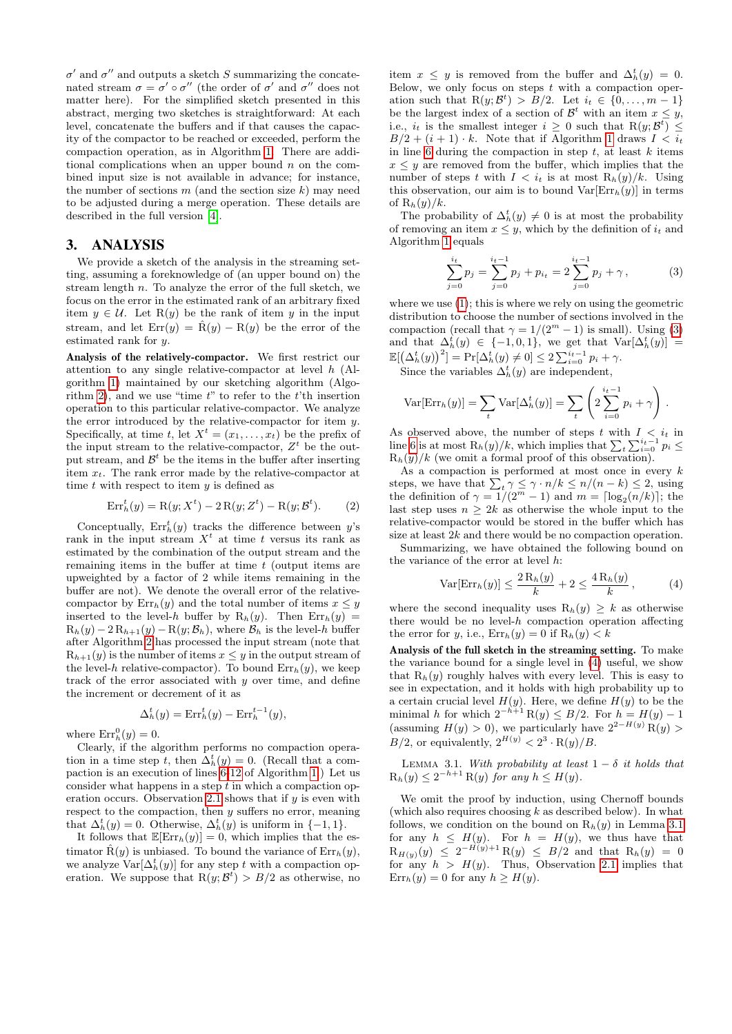$\sigma'$ and $\sigma''$ and outputs a sketch $S$ summarizing the concatenated stream $\sigma = \sigma' \circ \sigma''$ (the order of $\sigma'$ and $\sigma''$ does not matter here). For the simplified sketch presented in this abstract, merging two sketches is straightforward: At each level, concatenate the buffers and if that causes the capacity of the compactor to be reached or exceeded, perform the compaction operation, as in Algorithm 1. There are additional complications when an upper bound $n$ on the combined input size is not available in advance; for instance, the number of sections $m$ (and the section size $k$) may need to be adjusted during a merge operation. These details are described in the full version [4].

## 3. ANALYSIS

We provide a sketch of the analysis in the streaming setting, assuming a foreknowledge of (an upper bound on) the stream length $n$. To analyze the error of the full sketch, we focus on the error in the estimated rank of an arbitrary fixed item $y \in \mathcal{U}$. Let $\mathrm{R}(y)$ be the rank of item $y$ in the input stream, and let $\mathrm{Err}(y) = \hat{\mathrm{R}}(y) - \mathrm{R}(y)$ be the error of the estimated rank for $y$.

**Analysis of the relatively-compactor.** We first restrict our attention to any single relative-compactor at level $h$ (Algorithm 1) maintained by our sketching algorithm (Algorithm 2), and we use "time $t$" to refer to the $t$'th insertion operation to this particular relative-compactor. We analyze the error introduced by the relative-compactor for item $y$. Specifically, at time $t$, let $X^t = (x_1, \dots, x_t)$ be the prefix of the input stream to the relative-compactor, $Z^t$ be the output stream, and $\mathcal{B}^t$ be the items in the buffer after inserting item $x_t$. The rank error made by the relative-compactor at time $t$ with respect to item $y$ is defined as

$$\mathrm{Err}_h^t(y) = \mathrm{R}(y; X^t) - 2\,\mathrm{R}(y; Z^t) - \mathrm{R}(y; \mathcal{B}^t). \tag{2}$$

Conceptually, $\mathrm{Err}_h^t(y)$ tracks the difference between $y$'s rank in the input stream $X^t$ at time $t$ versus its rank as estimated by the combination of the output stream and the remaining items in the buffer at time $t$ (output items are upweighted by a factor of 2 while items remaining in the buffer are not). We denote the overall error of the relative-compactor by $\mathrm{Err}_h(y)$ and the total number of items $x \le y$ inserted to the level-$h$ buffer by $\mathrm{R}_h(y)$. Then $\mathrm{Err}_h(y) = \mathrm{R}_h(y) - 2\,\mathrm{R}_{h+1}(y) - \mathrm{R}(y; \mathcal{B}_h)$, where $\mathcal{B}_h$ is the level-$h$ buffer after Algorithm 2 has processed the input stream (note that $\mathrm{R}_{h+1}(y)$ is the number of items $x \le y$ in the output stream of the level-$h$ relative-compactor). To bound $\mathrm{Err}_h(y)$, we keep track of the error associated with $y$ over time, and define the increment or decrement of it as

$$\Delta_h^t(y) = \mathrm{Err}_h^t(y) - \mathrm{Err}_h^{t-1}(y),$$

where $\mathrm{Err}_h^0(y) = 0$.

Clearly, if the algorithm performs no compaction operation in a time step $t$, then $\Delta_h^t(y) = 0$. (Recall that a compaction is an execution of lines 6-12 of Algorithm 1.) Let us consider what happens in a step $t$ in which a compaction operation occurs. Observation 2.1 shows that if $y$ is even with respect to the compaction, then $y$ suffers no error, meaning that $\Delta_h^t(y) = 0$. Otherwise, $\Delta_h^t(y)$ is uniform in $\{-1, 1\}$.

It follows that $\mathbb{E}[\mathrm{Err}_h(y)] = 0$, which implies that the estimator $\hat{\mathrm{R}}(y)$ is unbiased. To bound the variance of $\mathrm{Err}_h(y)$, we analyze $\mathrm{Var}[\Delta_h^t(y)]$ for any step $t$ with a compaction operation. We suppose that $\mathrm{R}(y; \mathcal{B}^t) > B/2$ as otherwise, no item $x \le y$ is removed from the buffer and $\Delta_h^t(y) = 0$. Below, we only focus on steps $t$ with a compaction operation such that $\mathrm{R}(y; \mathcal{B}^t) > B/2$. Let $i_t \in \{0, \dots, m-1\}$ be the largest index of a section of $\mathcal{B}^t$ with an item $x \le y$, i.e., $i_t$ is the smallest integer $i \ge 0$ such that $\mathrm{R}(y; \mathcal{B}^t) \le B/2 + (i+1) \cdot k$. Note that if Algorithm 1 draws $I < i_t$ in line 6 during the compaction in step $t$, at least $k$ items $x \le y$ are removed from the buffer, which implies that the number of steps $t$ with $I < i_t$ is at most $\mathrm{R}_h(y)/k$. Using this observation, our aim is to bound $\mathrm{Var}[\mathrm{Err}_h(y)]$ in terms of $\mathrm{R}_h(y)/k$.

The probability of $\Delta_h^t(y) \neq 0$ is at most the probability of removing an item $x \le y$, which by the definition of $i_t$ and Algorithm 1 equals

$$\sum_{j=0}^{i_t} p_j = \sum_{j=0}^{i_t - 1} p_j + p_{i_t} = 2 \sum_{j=0}^{i_t - 1} p_j + \gamma\,, \tag{3}$$

where we use (1); this is where we rely on using the geometric distribution to choose the number of sections involved in the compaction (recall that $\gamma = 1/(2^m - 1)$ is small). Using (3) and that $\Delta_h^t(y) \in \{-1, 0, 1\}$, we get that $\mathrm{Var}[\Delta_h^t(y)] = \mathbb{E}[(\Delta_h^t(y))^2] = \Pr[\Delta_h^t(y) \neq 0] \le 2 \sum_{i=0}^{i_t - 1} p_i + \gamma$.

Since the variables $\Delta_h^t(y)$ are independent,

$$\mathrm{Var}[\mathrm{Err}_h(y)] = \sum_t \mathrm{Var}[\Delta_h^t(y)] = \sum_t \left( 2 \sum_{i=0}^{i_t - 1} p_i + \gamma \right).$$

As observed above, the number of steps $t$ with $I < i_t$ in line 6 is at most $\mathrm{R}_h(y)/k$, which implies that $\sum_t \sum_{i=0}^{i_t - 1} p_i \le \mathrm{R}_h(y)/k$ (we omit a formal proof of this observation).

As a compaction is performed at most once in every $k$ steps, we have that $\sum_t \gamma \le \gamma \cdot n/k \le n/(n-k) \le 2$, using the definition of $\gamma = 1/(2^m - 1)$ and $m = \lceil \log_2(n/k) \rceil$; the last step uses $n \ge 2k$ as otherwise the whole input to the relative-compactor would be stored in the buffer which has size at least $2k$ and there would be no compaction operation.

Summarizing, we have obtained the following bound on the variance of the error at level $h$:

$$\mathrm{Var}[\mathrm{Err}_h(y)] \le \frac{2\,\mathrm{R}_h(y)}{k} + 2 \le \frac{4\,\mathrm{R}_h(y)}{k}\,, \tag{4}$$

where the second inequality uses $\mathrm{R}_h(y) \ge k$ as otherwise there would be no level-$h$ compaction operation affecting the error for $y$, i.e., $\mathrm{Err}_h(y) = 0$ if $\mathrm{R}_h(y) < k$

**Analysis of the full sketch in the streaming setting.** To make the variance bound for a single level in (4) useful, we show that $\mathrm{R}_h(y)$ roughly halves with every level. This is easy to see in expectation, and it holds with high probability up to a certain crucial level $H(y)$. Here, we define $H(y)$ to be the minimal $h$ for which $2^{-h+1}\,\mathrm{R}(y) \le B/2$. For $h = H(y) - 1$ (assuming $H(y) > 0$), we particularly have $2^{2-H(y)}\,\mathrm{R}(y) > B/2$, or equivalently, $2^{H(y)} < 2^3 \cdot \mathrm{R}(y)/B$.

LEMMA 3.1. *With probability at least $1 - \delta$ it holds that $\mathrm{R}_h(y) \le 2^{-h+1}\,\mathrm{R}(y)$ for any $h \le H(y)$.*

We omit the proof by induction, using Chernoff bounds (which also requires choosing $k$ as described below). In what follows, we condition on the bound on $\mathrm{R}_h(y)$ in Lemma 3.1 for any $h \le H(y)$. For $h = H(y)$, we thus have that $\mathrm{R}_{H(y)}(y) \le 2^{-H(y)+1}\,\mathrm{R}(y) \le B/2$ and that $\mathrm{R}_h(y) = 0$ for any $h > H(y)$. Thus, Observation 2.1 implies that $\mathrm{Err}_h(y) = 0$ for any $h \ge H(y)$.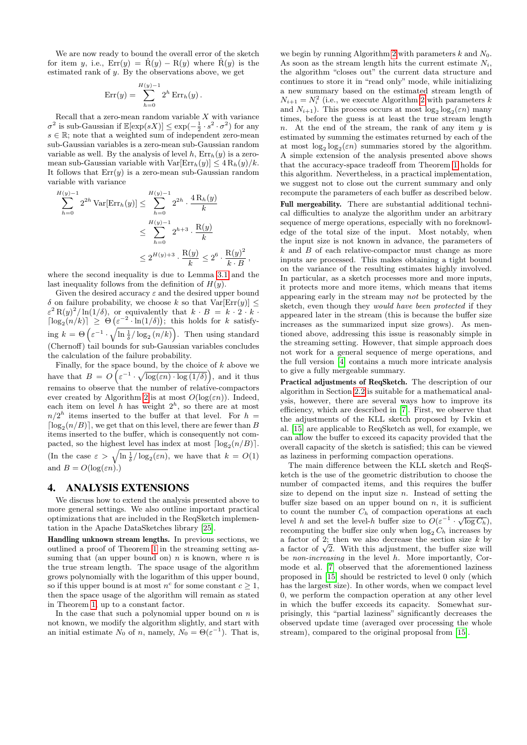We are now ready to bound the overall error of the sketch for item $y$, i.e., $\mathrm{Err}(y) = \hat{\mathrm{R}}(y) - \mathrm{R}(y)$ where $\hat{\mathrm{R}}(y)$ is the estimated rank of $y$. By the observations above, we get

$$\mathrm{Err}(y) = \sum_{h=0}^{H(y)-1} 2^h \, \mathrm{Err}_h(y)\,.$$

Recall that a zero-mean random variable $X$ with variance $\sigma^2$ is sub-Gaussian if $\mathbb{E}[\exp(sX)] \le \exp(-\frac{1}{2} \cdot s^2 \cdot \sigma^2)$ for any $s \in \mathbb{R}$; note that a weighted sum of independent zero-mean sub-Gaussian variables is a zero-mean sub-Gaussian random variable as well. By the analysis of level $h$, $\mathrm{Err}_h(y)$ is a zero-mean sub-Gaussian variable with $\mathrm{Var}[\mathrm{Err}_h(y)] \le 4\,\mathrm{R}_h(y)/k$. It follows that $\mathrm{Err}(y)$ is a zero-mean sub-Gaussian random variable with variance

$$\begin{aligned}
\sum_{h=0}^{H(y)-1} 2^{2h}\, \mathrm{Var}[\mathrm{Err}_h(y)] &\le \sum_{h=0}^{H(y)-1} 2^{2h} \cdot \frac{4\,\mathrm{R}_h(y)}{k} \\
&\le \sum_{h=0}^{H(y)-1} 2^{h+3} \cdot \frac{\mathrm{R}(y)}{k} \\
&\le 2^{H(y)+3} \cdot \frac{\mathrm{R}(y)}{k} \le 2^6 \cdot \frac{\mathrm{R}(y)^2}{k \cdot B}\,,
\end{aligned}$$

where the second inequality is due to Lemma 3.1 and the last inequality follows from the definition of $H(y)$.

Given the desired accuracy $\varepsilon$ and the desired upper bound $\delta$ on failure probability, we choose $k$ so that $\mathrm{Var}[\mathrm{Err}(y)] \le \varepsilon^2\,\mathrm{R}(y)^2/\ln(1/\delta)$, or equivalently that $k \cdot B = k \cdot 2 \cdot k \cdot \lceil \log_2(n/k) \rceil \ge \Theta\left(\varepsilon^{-2} \cdot \ln(1/\delta)\right)$; this holds for $k$ satisfying $k = \Theta\left(\varepsilon^{-1} \cdot \sqrt{\ln \frac{1}{\delta} / \log_2(n/k)}\right)$. Then using standard (Chernoff) tail bounds for sub-Gaussian variables concludes the calculation of the failure probability.

Finally, for the space bound, by the choice of $k$ above we have that $B = O\left(\varepsilon^{-1} \cdot \sqrt{\log(\varepsilon n) \cdot \log(1/\delta)}\right)$, and it thus remains to observe that the number of relative-compactors ever created by Algorithm 2 is at most $O(\log(\varepsilon n))$. Indeed, each item on level $h$ has weight $2^h$, so there are at most $n/2^h$ items inserted to the buffer at that level. For $h = \lceil \log_2(n/B) \rceil$, we get that on this level, there are fewer than $B$ items inserted to the buffer, which is consequently not compacted, so the highest level has index at most $\lceil \log_2(n/B) \rceil$. (In the case $\varepsilon > \sqrt{\ln \frac{1}{\delta} / \log_2(\varepsilon n)}$, we have that $k = O(1)$ and $B = O(\log(\varepsilon n))$.)

## 4. ANALYSIS EXTENSIONS

We discuss how to extend the analysis presented above to more general settings. We also outline important practical optimizations that are included in the ReqSketch implementation in the Apache DataSketches library [25].

**Handling unknown stream lengths.** In previous sections, we outlined a proof of Theorem 1 in the streaming setting assuming that (an upper bound on) $n$ is known, where $n$ is the true stream length. The space usage of the algorithm grows polynomially with the logarithm of this upper bound, so if this upper bound is at most $n^c$ for some constant $c \ge 1$, then the space usage of the algorithm will remain as stated in Theorem 1, up to a constant factor.

In the case that such a polynomial upper bound on $n$ is not known, we modify the algorithm slightly, and start with an initial estimate $N_0$ of $n$, namely, $N_0 = \Theta(\varepsilon^{-1})$. That is, we begin by running Algorithm 2 with parameters $k$ and $N_0$. As soon as the stream length hits the current estimate $N_i$, the algorithm "closes out" the current data structure and continues to store it in "read only" mode, while initializing a new summary based on the estimated stream length of $N_{i+1} = N_i^2$ (i.e., we execute Algorithm 2 with parameters $k$ and $N_{i+1}$). This process occurs at most $\log_2 \log_2(\varepsilon n)$ many times, before the guess is at least the true stream length $n$. At the end of the stream, the rank of any item $y$ is estimated by summing the estimates returned by each of the at most $\log_2 \log_2(\varepsilon n)$ summaries stored by the algorithm. A simple extension of the analysis presented above shows that the accuracy-space tradeoff from Theorem 1 holds for this algorithm. Nevertheless, in a practical implementation, we suggest not to close out the current summary and only recompute the parameters of each buffer as described below.

**Full mergeability.** There are substantial additional technical difficulties to analyze the algorithm under an arbitrary sequence of merge operations, especially with no foreknowledge of the total size of the input. Most notably, when the input size is not known in advance, the parameters of $k$ and $B$ of each relative-compactor must change as more inputs are processed. This makes obtaining a tight bound on the variance of the resulting estimates highly involved. In particular, as a sketch processes more and more inputs, it protects more and more items, which means that items appearing early in the stream may *not* be protected by the sketch, even though they *would have been protected* if they appeared later in the stream (this is because the buffer size increases as the summarized input size grows). As mentioned above, addressing this issue is reasonably simple in the streaming setting. However, that simple approach does not work for a general sequence of merge operations, and the full version [4] contains a much more intricate analysis to give a fully mergeable summary.

**Practical adjustments of ReqSketch.** The description of our algorithm in Section 2.2 is suitable for a mathematical analysis, however, there are several ways how to improve its efficiency, which are described in [7]. First, we observe that the adjustments of the KLL sketch proposed by Ivkin et al. [15] are applicable to ReqSketch as well, for example, we can allow the buffer to exceed its capacity provided that the overall capacity of the sketch is satisfied; this can be viewed as laziness in performing compaction operations.

The main difference between the KLL sketch and ReqSketch is the use of the geometric distribution to choose the number of compacted items, and this requires the buffer size to depend on the input size $n$. Instead of setting the buffer size based on an upper bound on $n$, it is sufficient to count the number $C_h$ of compaction operations at each level $h$ and set the level-$h$ buffer size to $O(\varepsilon^{-1} \cdot \sqrt{\log C_h})$, recomputing the buffer size only when $\log_2 C_h$ increases by a factor of 2; then we also decrease the section size $k$ by a factor of $\sqrt{2}$. With this adjustment, the buffer size will be *non-increasing* in the level $h$. More importantly, Cormode et al. [7] observed that the aforementioned laziness proposed in [15] should be restricted to level 0 only (which has the largest size). In other words, when we compact level 0, we perform the compaction operation at any other level in which the buffer exceeds its capacity. Somewhat surprisingly, this "partial laziness" significantly decreases the observed update time (averaged over processing the whole stream), compared to the original proposal from [15].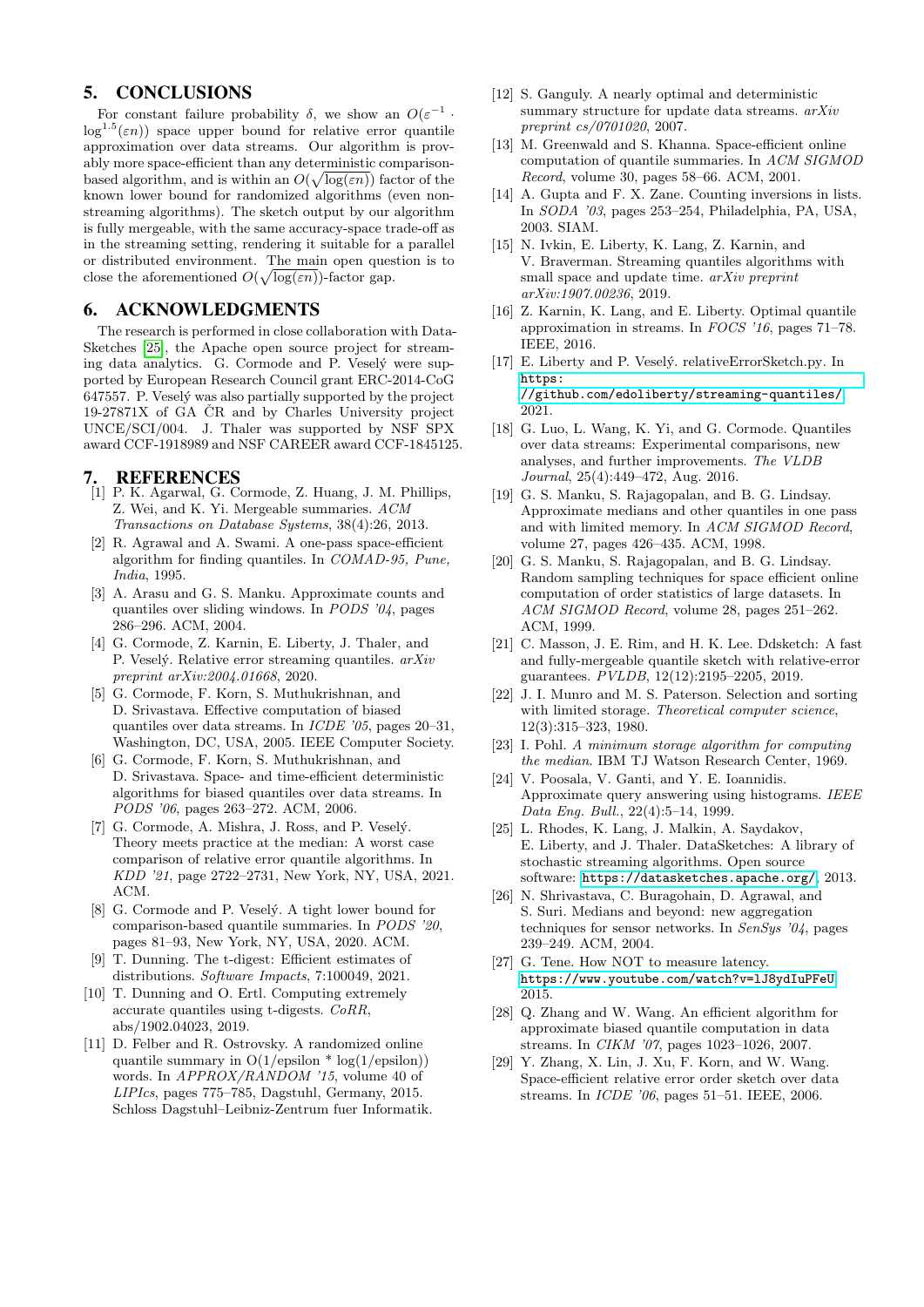## 5. CONCLUSIONS

For constant failure probability $\delta$, we show an $O(\varepsilon^{-1} \cdot \log^{1.5}(\varepsilon n))$ space upper bound for relative error quantile approximation over data streams. Our algorithm is provably more space-efficient than any deterministic comparison-based algorithm, and is within an $O(\sqrt{\log(\varepsilon n)})$ factor of the known lower bound for randomized algorithms (even non-streaming algorithms). The sketch output by our algorithm is fully mergeable, with the same accuracy-space trade-off as in the streaming setting, rendering it suitable for a parallel or distributed environment. The main open question is to close the aforementioned $O(\sqrt{\log(\varepsilon n)})$-factor gap.

## 6. ACKNOWLEDGMENTS

The research is performed in close collaboration with DataSketches [25], the Apache open source project for streaming data analytics. G. Cormode and P. Veselý were supported by European Research Council grant ERC-2014-CoG 647557. P. Veselý was also partially supported by the project 19-27871X of GA ČR and by Charles University project UNCE/SCI/004. J. Thaler was supported by NSF SPX award CCF-1918989 and NSF CAREER award CCF-1845125.

## 7. REFERENCES

[1] P. K. Agarwal, G. Cormode, Z. Huang, J. M. Phillips, Z. Wei, and K. Yi. Mergeable summaries. *ACM Transactions on Database Systems*, 38(4):26, 2013.

[2] R. Agrawal and A. Swami. A one-pass space-efficient algorithm for finding quantiles. In *COMAD-95, Pune, India*, 1995.

[3] A. Arasu and G. S. Manku. Approximate counts and quantiles over sliding windows. In *PODS '04*, pages 286–296. ACM, 2004.

[4] G. Cormode, Z. Karnin, E. Liberty, J. Thaler, and P. Veselý. Relative error streaming quantiles. *arXiv preprint arXiv:2004.01668*, 2020.

[5] G. Cormode, F. Korn, S. Muthukrishnan, and D. Srivastava. Effective computation of biased quantiles over data streams. In *ICDE '05*, pages 20–31, Washington, DC, USA, 2005. IEEE Computer Society.

[6] G. Cormode, F. Korn, S. Muthukrishnan, and D. Srivastava. Space- and time-efficient deterministic algorithms for biased quantiles over data streams. In *PODS '06*, pages 263–272. ACM, 2006.

[7] G. Cormode, A. Mishra, J. Ross, and P. Veselý. Theory meets practice at the median: A worst case comparison of relative error quantile algorithms. In *KDD '21*, page 2722–2731, New York, NY, USA, 2021. ACM.

[8] G. Cormode and P. Veselý. A tight lower bound for comparison-based quantile summaries. In *PODS '20*, pages 81–93, New York, NY, USA, 2020. ACM.

[9] T. Dunning. The t-digest: Efficient estimates of distributions. *Software Impacts*, 7:100049, 2021.

[10] T. Dunning and O. Ertl. Computing extremely accurate quantiles using t-digests. *CoRR*, abs/1902.04023, 2019.

[11] D. Felber and R. Ostrovsky. A randomized online quantile summary in O(1/epsilon * log(1/epsilon)) words. In *APPROX/RANDOM '15*, volume 40 of *LIPIcs*, pages 775–785, Dagstuhl, Germany, 2015. Schloss Dagstuhl–Leibniz-Zentrum fuer Informatik.

[12] S. Ganguly. A nearly optimal and deterministic summary structure for update data streams. *arXiv preprint cs/0701020*, 2007.

[13] M. Greenwald and S. Khanna. Space-efficient online computation of quantile summaries. In *ACM SIGMOD Record*, volume 30, pages 58–66. ACM, 2001.

[14] A. Gupta and F. X. Zane. Counting inversions in lists. In *SODA '03*, pages 253–254, Philadelphia, PA, USA, 2003. SIAM.

[15] N. Ivkin, E. Liberty, K. Lang, Z. Karnin, and V. Braverman. Streaming quantiles algorithms with small space and update time. *arXiv preprint arXiv:1907.00236*, 2019.

[16] Z. Karnin, K. Lang, and E. Liberty. Optimal quantile approximation in streams. In *FOCS '16*, pages 71–78. IEEE, 2016.

[17] E. Liberty and P. Veselý. relativeErrorSketch.py. In https://github.com/edoliberty/streaming-quantiles/, 2021.

[18] G. Luo, L. Wang, K. Yi, and G. Cormode. Quantiles over data streams: Experimental comparisons, new analyses, and further improvements. *The VLDB Journal*, 25(4):449–472, Aug. 2016.

[19] G. S. Manku, S. Rajagopalan, and B. G. Lindsay. Approximate medians and other quantiles in one pass and with limited memory. In *ACM SIGMOD Record*, volume 27, pages 426–435. ACM, 1998.

[20] G. S. Manku, S. Rajagopalan, and B. G. Lindsay. Random sampling techniques for space efficient online computation of order statistics of large datasets. In *ACM SIGMOD Record*, volume 28, pages 251–262. ACM, 1999.

[21] C. Masson, J. E. Rim, and H. K. Lee. Ddsketch: A fast and fully-mergeable quantile sketch with relative-error guarantees. *PVLDB*, 12(12):2195–2205, 2019.

[22] J. I. Munro and M. S. Paterson. Selection and sorting with limited storage. *Theoretical computer science*, 12(3):315–323, 1980.

[23] I. Pohl. *A minimum storage algorithm for computing the median*. IBM TJ Watson Research Center, 1969.

[24] V. Poosala, V. Ganti, and Y. E. Ioannidis. Approximate query answering using histograms. *IEEE Data Eng. Bull.*, 22(4):5–14, 1999.

[25] L. Rhodes, K. Lang, J. Malkin, A. Saydakov, E. Liberty, and J. Thaler. DataSketches: A library of stochastic streaming algorithms. Open source software: https://datasketches.apache.org/, 2013.

[26] N. Shrivastava, C. Buragohain, D. Agrawal, and S. Suri. Medians and beyond: new aggregation techniques for sensor networks. In *SenSys '04*, pages 239–249. ACM, 2004.

[27] G. Tene. How NOT to measure latency. https://www.youtube.com/watch?v=lJ8ydIuPFeU, 2015.

[28] Q. Zhang and W. Wang. An efficient algorithm for approximate biased quantile computation in data streams. In *CIKM '07*, pages 1023–1026, 2007.

[29] Y. Zhang, X. Lin, J. Xu, F. Korn, and W. Wang. Space-efficient relative error order sketch over data streams. In *ICDE '06*, pages 51–51. IEEE, 2006.